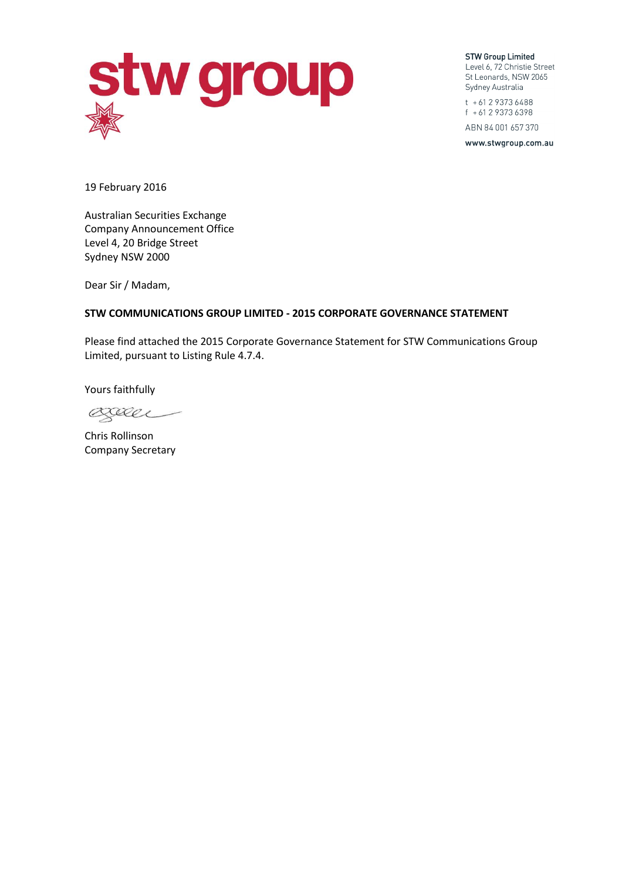**STW Group Limited**
Level 6, 72 Christie Street
St Leonards, NSW 2065
Sydney Australia

t +61 2 9373 6488
f +61 2 9373 6398

ABN 84 001 657 370

**www.stwgroup.com.au**

19 February 2016

Australian Securities Exchange
Company Announcement Office
Level 4, 20 Bridge Street
Sydney NSW 2000

Dear Sir / Madam,

**STW COMMUNICATIONS GROUP LIMITED - 2015 CORPORATE GOVERNANCE STATEMENT**

Please find attached the 2015 Corporate Governance Statement for STW Communications Group Limited, pursuant to Listing Rule 4.7.4.

Yours faithfully

Chris Rollinson
Company Secretary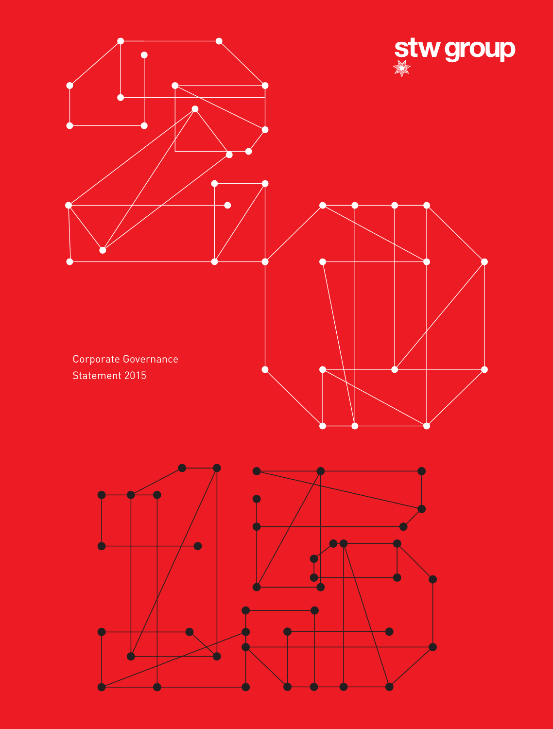stw group

Corporate Governance
Statement 2015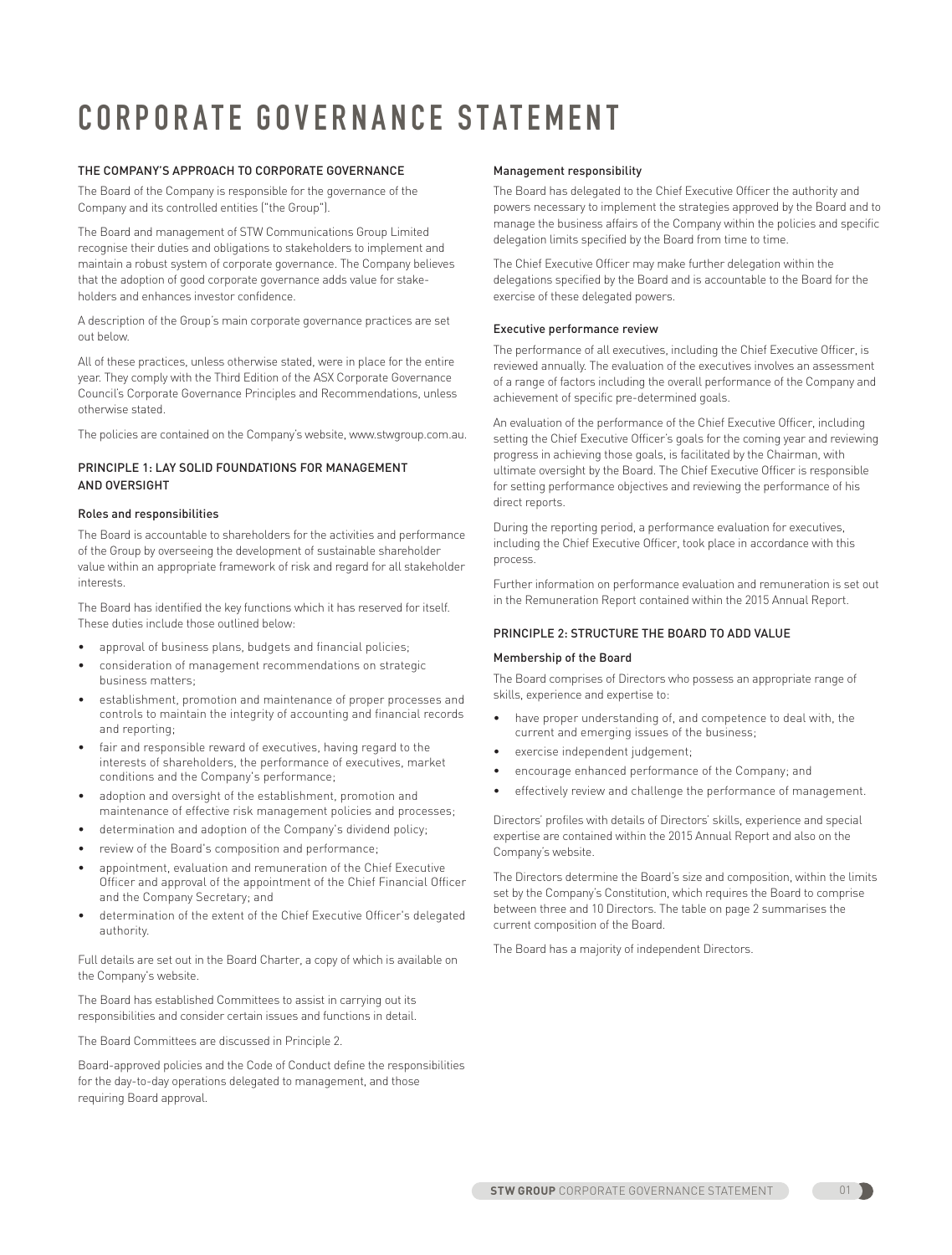# CORPORATE GOVERNANCE STATEMENT

## THE COMPANY'S APPROACH TO CORPORATE GOVERNANCE

The Board of the Company is responsible for the governance of the Company and its controlled entities ("the Group").

The Board and management of STW Communications Group Limited recognise their duties and obligations to stakeholders to implement and maintain a robust system of corporate governance. The Company believes that the adoption of good corporate governance adds value for stakeholders and enhances investor confidence.

A description of the Group's main corporate governance practices are set out below.

All of these practices, unless otherwise stated, were in place for the entire year. They comply with the Third Edition of the ASX Corporate Governance Council's Corporate Governance Principles and Recommendations, unless otherwise stated.

The policies are contained on the Company's website, www.stwgroup.com.au.

## PRINCIPLE 1: LAY SOLID FOUNDATIONS FOR MANAGEMENT AND OVERSIGHT

### Roles and responsibilities

The Board is accountable to shareholders for the activities and performance of the Group by overseeing the development of sustainable shareholder value within an appropriate framework of risk and regard for all stakeholder interests.

The Board has identified the key functions which it has reserved for itself. These duties include those outlined below:

- approval of business plans, budgets and financial policies;
- consideration of management recommendations on strategic business matters;
- establishment, promotion and maintenance of proper processes and controls to maintain the integrity of accounting and financial records and reporting;
- fair and responsible reward of executives, having regard to the interests of shareholders, the performance of executives, market conditions and the Company's performance;
- adoption and oversight of the establishment, promotion and maintenance of effective risk management policies and processes;
- determination and adoption of the Company's dividend policy;
- review of the Board's composition and performance;
- appointment, evaluation and remuneration of the Chief Executive Officer and approval of the appointment of the Chief Financial Officer and the Company Secretary; and
- determination of the extent of the Chief Executive Officer's delegated authority.

Full details are set out in the Board Charter, a copy of which is available on the Company's website.

The Board has established Committees to assist in carrying out its responsibilities and consider certain issues and functions in detail.

The Board Committees are discussed in Principle 2.

Board-approved policies and the Code of Conduct define the responsibilities for the day-to-day operations delegated to management, and those requiring Board approval.

### Management responsibility

The Board has delegated to the Chief Executive Officer the authority and powers necessary to implement the strategies approved by the Board and to manage the business affairs of the Company within the policies and specific delegation limits specified by the Board from time to time.

The Chief Executive Officer may make further delegation within the delegations specified by the Board and is accountable to the Board for the exercise of these delegated powers.

### Executive performance review

The performance of all executives, including the Chief Executive Officer, is reviewed annually. The evaluation of the executives involves an assessment of a range of factors including the overall performance of the Company and achievement of specific pre-determined goals.

An evaluation of the performance of the Chief Executive Officer, including setting the Chief Executive Officer's goals for the coming year and reviewing progress in achieving those goals, is facilitated by the Chairman, with ultimate oversight by the Board. The Chief Executive Officer is responsible for setting performance objectives and reviewing the performance of his direct reports.

During the reporting period, a performance evaluation for executives, including the Chief Executive Officer, took place in accordance with this process.

Further information on performance evaluation and remuneration is set out in the Remuneration Report contained within the 2015 Annual Report.

## PRINCIPLE 2: STRUCTURE THE BOARD TO ADD VALUE

### Membership of the Board

The Board comprises of Directors who possess an appropriate range of skills, experience and expertise to:

- have proper understanding of, and competence to deal with, the current and emerging issues of the business;
- exercise independent judgement;
- encourage enhanced performance of the Company; and
- effectively review and challenge the performance of management.

Directors' profiles with details of Directors' skills, experience and special expertise are contained within the 2015 Annual Report and also on the Company's website.

The Directors determine the Board's size and composition, within the limits set by the Company's Constitution, which requires the Board to comprise between three and 10 Directors. The table on page 2 summarises the current composition of the Board.

The Board has a majority of independent Directors.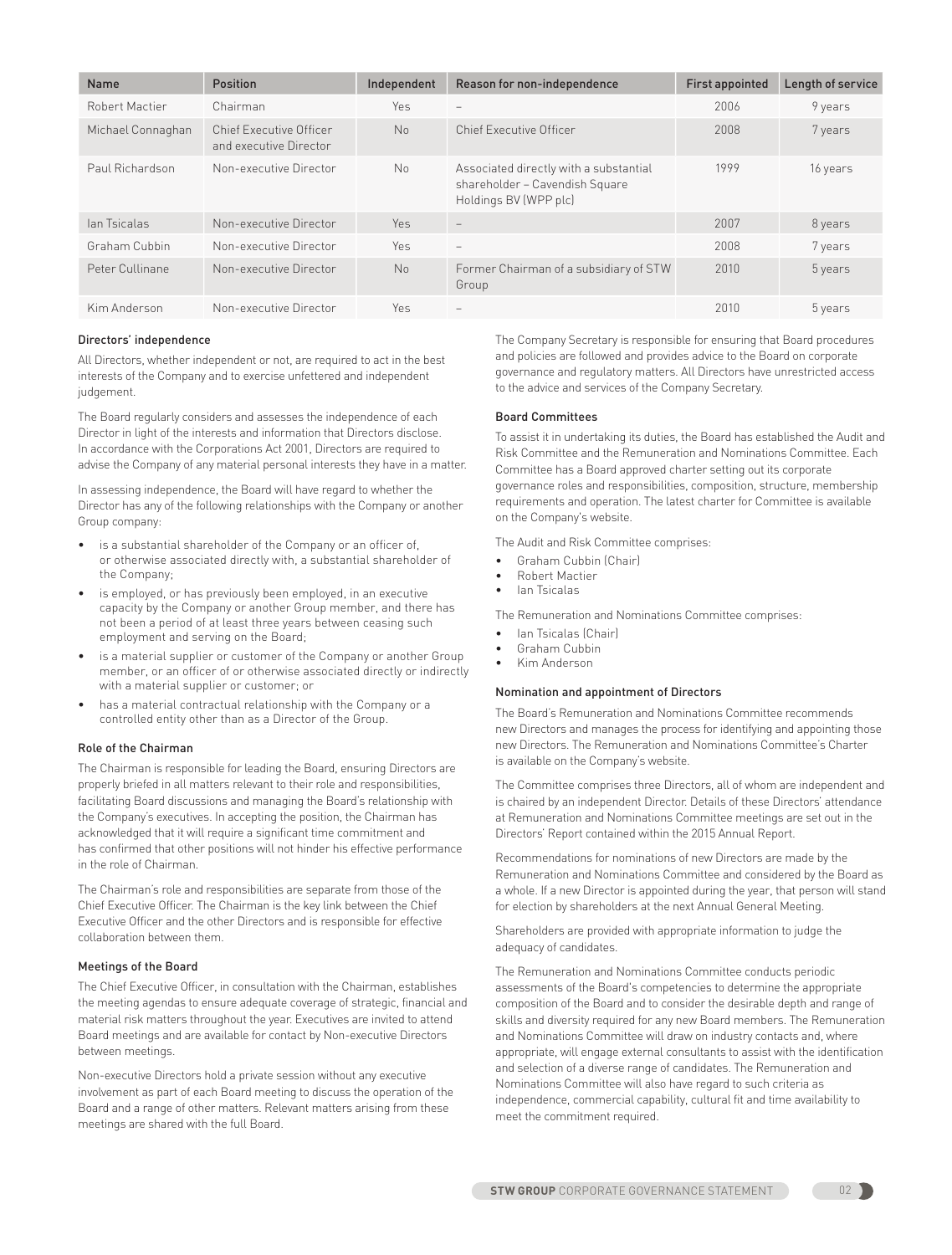| Name | Position | Independent | Reason for non-independence | First appointed | Length of service |
|---|---|---|---|---|---|
| Robert Mactier | Chairman | Yes | – | 2006 | 9 years |
| Michael Connaghan | Chief Executive Officer and executive Director | No | Chief Executive Officer | 2008 | 7 years |
| Paul Richardson | Non-executive Director | No | Associated directly with a substantial shareholder – Cavendish Square Holdings BV (WPP plc) | 1999 | 16 years |
| Ian Tsicalas | Non-executive Director | Yes | – | 2007 | 8 years |
| Graham Cubbin | Non-executive Director | Yes | – | 2008 | 7 years |
| Peter Cullinane | Non-executive Director | No | Former Chairman of a subsidiary of STW Group | 2010 | 5 years |
| Kim Anderson | Non-executive Director | Yes | – | 2010 | 5 years |

### Directors' independence

All Directors, whether independent or not, are required to act in the best interests of the Company and to exercise unfettered and independent judgement.

The Board regularly considers and assesses the independence of each Director in light of the interests and information that Directors disclose. In accordance with the Corporations Act 2001, Directors are required to advise the Company of any material personal interests they have in a matter.

In assessing independence, the Board will have regard to whether the Director has any of the following relationships with the Company or another Group company:

- is a substantial shareholder of the Company or an officer of, or otherwise associated directly with, a substantial shareholder of the Company;
- is employed, or has previously been employed, in an executive capacity by the Company or another Group member, and there has not been a period of at least three years between ceasing such employment and serving on the Board;
- is a material supplier or customer of the Company or another Group member, or an officer of or otherwise associated directly or indirectly with a material supplier or customer; or
- has a material contractual relationship with the Company or a controlled entity other than as a Director of the Group.

### Role of the Chairman

The Chairman is responsible for leading the Board, ensuring Directors are properly briefed in all matters relevant to their role and responsibilities, facilitating Board discussions and managing the Board's relationship with the Company's executives. In accepting the position, the Chairman has acknowledged that it will require a significant time commitment and has confirmed that other positions will not hinder his effective performance in the role of Chairman.

The Chairman's role and responsibilities are separate from those of the Chief Executive Officer. The Chairman is the key link between the Chief Executive Officer and the other Directors and is responsible for effective collaboration between them.

### Meetings of the Board

The Chief Executive Officer, in consultation with the Chairman, establishes the meeting agendas to ensure adequate coverage of strategic, financial and material risk matters throughout the year. Executives are invited to attend Board meetings and are available for contact by Non-executive Directors between meetings.

Non-executive Directors hold a private session without any executive involvement as part of each Board meeting to discuss the operation of the Board and a range of other matters. Relevant matters arising from these meetings are shared with the full Board.

The Company Secretary is responsible for ensuring that Board procedures and policies are followed and provides advice to the Board on corporate governance and regulatory matters. All Directors have unrestricted access to the advice and services of the Company Secretary.

### Board Committees

To assist it in undertaking its duties, the Board has established the Audit and Risk Committee and the Remuneration and Nominations Committee. Each Committee has a Board approved charter setting out its corporate governance roles and responsibilities, composition, structure, membership requirements and operation. The latest charter for Committee is available on the Company's website.

The Audit and Risk Committee comprises:

- Graham Cubbin (Chair)
- Robert Mactier
- Ian Tsicalas

The Remuneration and Nominations Committee comprises:

- Ian Tsicalas (Chair)
- Graham Cubbin
- Kim Anderson

### Nomination and appointment of Directors

The Board's Remuneration and Nominations Committee recommends new Directors and manages the process for identifying and appointing those new Directors. The Remuneration and Nominations Committee's Charter is available on the Company's website.

The Committee comprises three Directors, all of whom are independent and is chaired by an independent Director. Details of these Directors' attendance at Remuneration and Nominations Committee meetings are set out in the Directors' Report contained within the 2015 Annual Report.

Recommendations for nominations of new Directors are made by the Remuneration and Nominations Committee and considered by the Board as a whole. If a new Director is appointed during the year, that person will stand for election by shareholders at the next Annual General Meeting.

Shareholders are provided with appropriate information to judge the adequacy of candidates.

The Remuneration and Nominations Committee conducts periodic assessments of the Board's competencies to determine the appropriate composition of the Board and to consider the desirable depth and range of skills and diversity required for any new Board members. The Remuneration and Nominations Committee will draw on industry contacts and, where appropriate, will engage external consultants to assist with the identification and selection of a diverse range of candidates. The Remuneration and Nominations Committee will also have regard to such criteria as independence, commercial capability, cultural fit and time availability to meet the commitment required.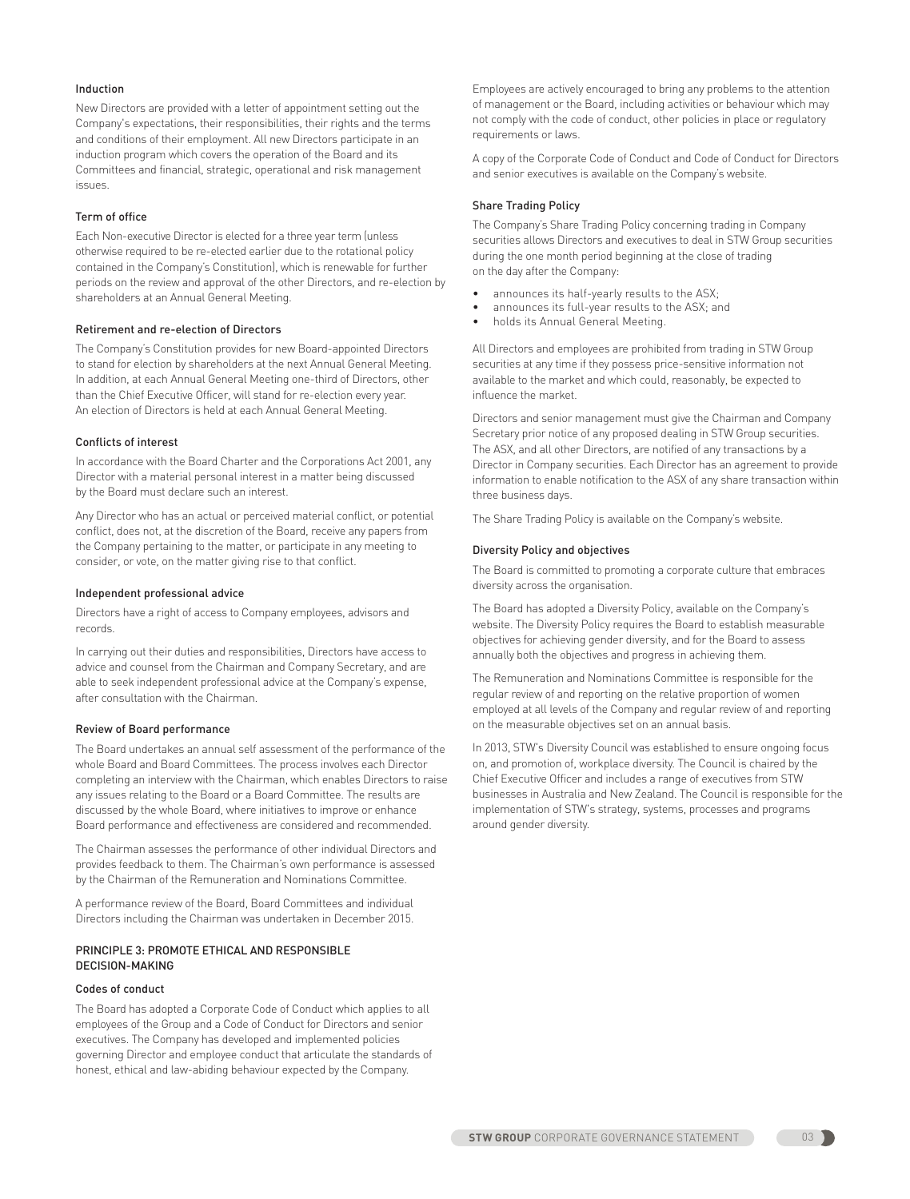### Induction

New Directors are provided with a letter of appointment setting out the Company's expectations, their responsibilities, their rights and the terms and conditions of their employment. All new Directors participate in an induction program which covers the operation of the Board and its Committees and financial, strategic, operational and risk management issues.

### Term of office

Each Non-executive Director is elected for a three year term (unless otherwise required to be re-elected earlier due to the rotational policy contained in the Company's Constitution), which is renewable for further periods on the review and approval of the other Directors, and re-election by shareholders at an Annual General Meeting.

### Retirement and re-election of Directors

The Company's Constitution provides for new Board-appointed Directors to stand for election by shareholders at the next Annual General Meeting. In addition, at each Annual General Meeting one-third of Directors, other than the Chief Executive Officer, will stand for re-election every year. An election of Directors is held at each Annual General Meeting.

### Conflicts of interest

In accordance with the Board Charter and the Corporations Act 2001, any Director with a material personal interest in a matter being discussed by the Board must declare such an interest.

Any Director who has an actual or perceived material conflict, or potential conflict, does not, at the discretion of the Board, receive any papers from the Company pertaining to the matter, or participate in any meeting to consider, or vote, on the matter giving rise to that conflict.

### Independent professional advice

Directors have a right of access to Company employees, advisors and records.

In carrying out their duties and responsibilities, Directors have access to advice and counsel from the Chairman and Company Secretary, and are able to seek independent professional advice at the Company's expense, after consultation with the Chairman.

### Review of Board performance

The Board undertakes an annual self assessment of the performance of the whole Board and Board Committees. The process involves each Director completing an interview with the Chairman, which enables Directors to raise any issues relating to the Board or a Board Committee. The results are discussed by the whole Board, where initiatives to improve or enhance Board performance and effectiveness are considered and recommended.

The Chairman assesses the performance of other individual Directors and provides feedback to them. The Chairman's own performance is assessed by the Chairman of the Remuneration and Nominations Committee.

A performance review of the Board, Board Committees and individual Directors including the Chairman was undertaken in December 2015.

## PRINCIPLE 3: PROMOTE ETHICAL AND RESPONSIBLE DECISION-MAKING

### Codes of conduct

The Board has adopted a Corporate Code of Conduct which applies to all employees of the Group and a Code of Conduct for Directors and senior executives. The Company has developed and implemented policies governing Director and employee conduct that articulate the standards of honest, ethical and law-abiding behaviour expected by the Company.

Employees are actively encouraged to bring any problems to the attention of management or the Board, including activities or behaviour which may not comply with the code of conduct, other policies in place or regulatory requirements or laws.

A copy of the Corporate Code of Conduct and Code of Conduct for Directors and senior executives is available on the Company's website.

### Share Trading Policy

The Company's Share Trading Policy concerning trading in Company securities allows Directors and executives to deal in STW Group securities during the one month period beginning at the close of trading on the day after the Company:

- announces its half-yearly results to the ASX;
- announces its full-year results to the ASX; and
- holds its Annual General Meeting.

All Directors and employees are prohibited from trading in STW Group securities at any time if they possess price-sensitive information not available to the market and which could, reasonably, be expected to influence the market.

Directors and senior management must give the Chairman and Company Secretary prior notice of any proposed dealing in STW Group securities. The ASX, and all other Directors, are notified of any transactions by a Director in Company securities. Each Director has an agreement to provide information to enable notification to the ASX of any share transaction within three business days.

The Share Trading Policy is available on the Company's website.

### Diversity Policy and objectives

The Board is committed to promoting a corporate culture that embraces diversity across the organisation.

The Board has adopted a Diversity Policy, available on the Company's website. The Diversity Policy requires the Board to establish measurable objectives for achieving gender diversity, and for the Board to assess annually both the objectives and progress in achieving them.

The Remuneration and Nominations Committee is responsible for the regular review of and reporting on the relative proportion of women employed at all levels of the Company and regular review of and reporting on the measurable objectives set on an annual basis.

In 2013, STW's Diversity Council was established to ensure ongoing focus on, and promotion of, workplace diversity. The Council is chaired by the Chief Executive Officer and includes a range of executives from STW businesses in Australia and New Zealand. The Council is responsible for the implementation of STW's strategy, systems, processes and programs around gender diversity.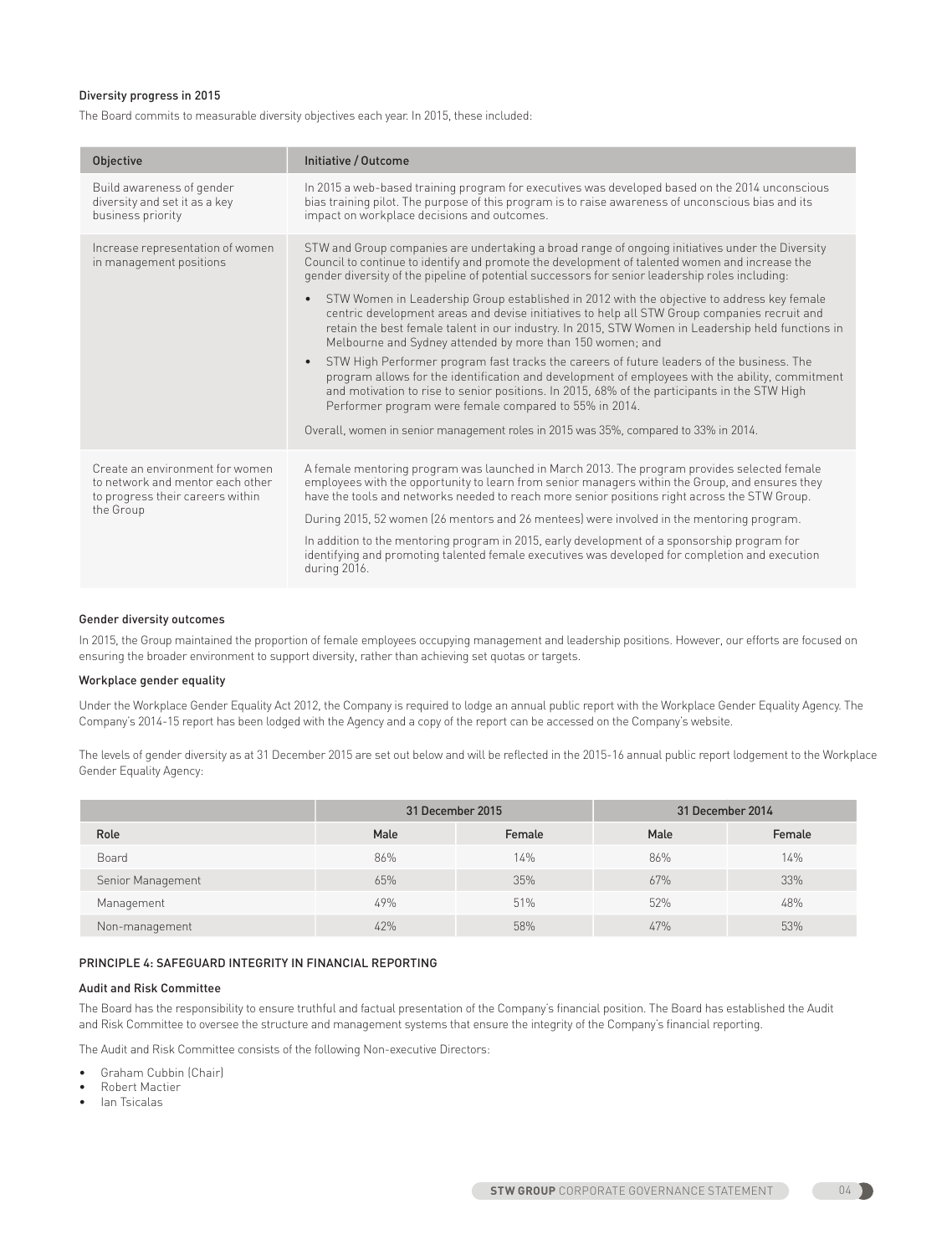### Diversity progress in 2015

The Board commits to measurable diversity objectives each year. In 2015, these included:

| Objective | Initiative / Outcome |
|---|---|
| Build awareness of gender diversity and set it as a key business priority | In 2015 a web-based training program for executives was developed based on the 2014 unconscious bias training pilot. The purpose of this program is to raise awareness of unconscious bias and its impact on workplace decisions and outcomes. |
| Increase representation of women in management positions | STW and Group companies are undertaking a broad range of ongoing initiatives under the Diversity Council to continue to identify and promote the development of talented women and increase the gender diversity of the pipeline of potential successors for senior leadership roles including:<br>• STW Women in Leadership Group established in 2012 with the objective to address key female centric development areas and devise initiatives to help all STW Group companies recruit and retain the best female talent in our industry. In 2015, STW Women in Leadership held functions in Melbourne and Sydney attended by more than 150 women; and<br>• STW High Performer program fast tracks the careers of future leaders of the business. The program allows for the identification and development of employees with the ability, commitment and motivation to rise to senior positions. In 2015, 68% of the participants in the STW High Performer program were female compared to 55% in 2014.<br>Overall, women in senior management roles in 2015 was 35%, compared to 33% in 2014. |
| Create an environment for women to network and mentor each other to progress their careers within the Group | A female mentoring program was launched in March 2013. The program provides selected female employees with the opportunity to learn from senior managers within the Group, and ensures they have the tools and networks needed to reach more senior positions right across the STW Group.<br>During 2015, 52 women (26 mentors and 26 mentees) were involved in the mentoring program.<br>In addition to the mentoring program in 2015, early development of a sponsorship program for identifying and promoting talented female executives was developed for completion and execution during 2016. |

### Gender diversity outcomes

In 2015, the Group maintained the proportion of female employees occupying management and leadership positions. However, our efforts are focused on ensuring the broader environment to support diversity, rather than achieving set quotas or targets.

### Workplace gender equality

Under the Workplace Gender Equality Act 2012, the Company is required to lodge an annual public report with the Workplace Gender Equality Agency. The Company's 2014-15 report has been lodged with the Agency and a copy of the report can be accessed on the Company's website.

The levels of gender diversity as at 31 December 2015 are set out below and will be reflected in the 2015-16 annual public report lodgement to the Workplace Gender Equality Agency:

| | 31 December 2015 | | 31 December 2014 | |
|---|---|---|---|---|
| Role | Male | Female | Male | Female |
| Board | 86% | 14% | 86% | 14% |
| Senior Management | 65% | 35% | 67% | 33% |
| Management | 49% | 51% | 52% | 48% |
| Non-management | 42% | 58% | 47% | 53% |

## PRINCIPLE 4: SAFEGUARD INTEGRITY IN FINANCIAL REPORTING

### Audit and Risk Committee

The Board has the responsibility to ensure truthful and factual presentation of the Company's financial position. The Board has established the Audit and Risk Committee to oversee the structure and management systems that ensure the integrity of the Company's financial reporting.

The Audit and Risk Committee consists of the following Non-executive Directors:

- Graham Cubbin (Chair)
- Robert Mactier
- Ian Tsicalas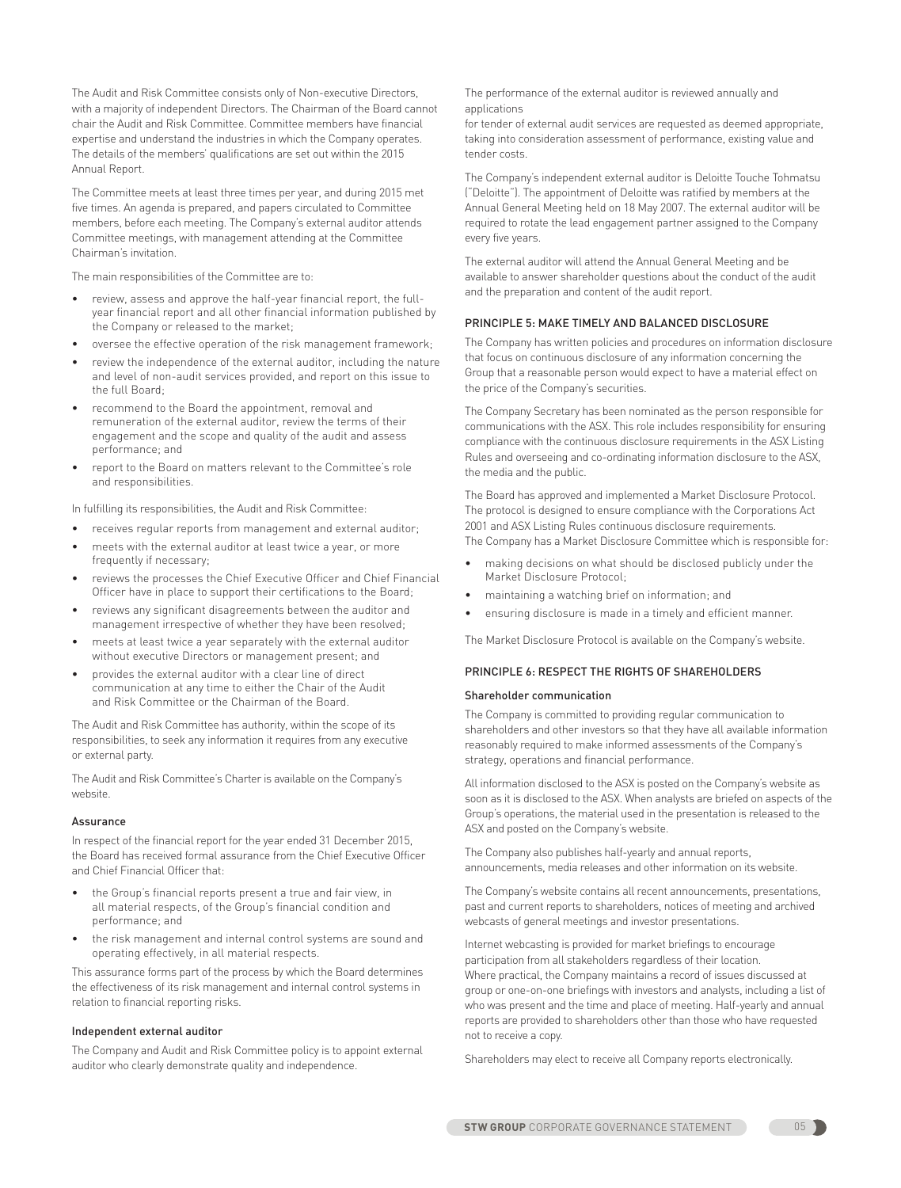The Audit and Risk Committee consists only of Non-executive Directors, with a majority of independent Directors. The Chairman of the Board cannot chair the Audit and Risk Committee. Committee members have financial expertise and understand the industries in which the Company operates. The details of the members' qualifications are set out within the 2015 Annual Report.

The Committee meets at least three times per year, and during 2015 met five times. An agenda is prepared, and papers circulated to Committee members, before each meeting. The Company's external auditor attends Committee meetings, with management attending at the Committee Chairman's invitation.

The main responsibilities of the Committee are to:

- review, assess and approve the half-year financial report, the full-year financial report and all other financial information published by the Company or released to the market;
- oversee the effective operation of the risk management framework;
- review the independence of the external auditor, including the nature and level of non-audit services provided, and report on this issue to the full Board;
- recommend to the Board the appointment, removal and remuneration of the external auditor, review the terms of their engagement and the scope and quality of the audit and assess performance; and
- report to the Board on matters relevant to the Committee's role and responsibilities.

In fulfilling its responsibilities, the Audit and Risk Committee:

- receives regular reports from management and external auditor;
- meets with the external auditor at least twice a year, or more frequently if necessary;
- reviews the processes the Chief Executive Officer and Chief Financial Officer have in place to support their certifications to the Board;
- reviews any significant disagreements between the auditor and management irrespective of whether they have been resolved;
- meets at least twice a year separately with the external auditor without executive Directors or management present; and
- provides the external auditor with a clear line of direct communication at any time to either the Chair of the Audit and Risk Committee or the Chairman of the Board.

The Audit and Risk Committee has authority, within the scope of its responsibilities, to seek any information it requires from any executive or external party.

The Audit and Risk Committee's Charter is available on the Company's website.

### Assurance

In respect of the financial report for the year ended 31 December 2015, the Board has received formal assurance from the Chief Executive Officer and Chief Financial Officer that:

- the Group's financial reports present a true and fair view, in all material respects, of the Group's financial condition and performance; and
- the risk management and internal control systems are sound and operating effectively, in all material respects.

This assurance forms part of the process by which the Board determines the effectiveness of its risk management and internal control systems in relation to financial reporting risks.

### Independent external auditor

The Company and Audit and Risk Committee policy is to appoint external auditor who clearly demonstrate quality and independence.

The performance of the external auditor is reviewed annually and applications
for tender of external audit services are requested as deemed appropriate, taking into consideration assessment of performance, existing value and tender costs.

The Company's independent external auditor is Deloitte Touche Tohmatsu ("Deloitte"). The appointment of Deloitte was ratified by members at the Annual General Meeting held on 18 May 2007. The external auditor will be required to rotate the lead engagement partner assigned to the Company every five years.

The external auditor will attend the Annual General Meeting and be available to answer shareholder questions about the conduct of the audit and the preparation and content of the audit report.

## PRINCIPLE 5: MAKE TIMELY AND BALANCED DISCLOSURE

The Company has written policies and procedures on information disclosure that focus on continuous disclosure of any information concerning the Group that a reasonable person would expect to have a material effect on the price of the Company's securities.

The Company Secretary has been nominated as the person responsible for communications with the ASX. This role includes responsibility for ensuring compliance with the continuous disclosure requirements in the ASX Listing Rules and overseeing and co-ordinating information disclosure to the ASX, the media and the public.

The Board has approved and implemented a Market Disclosure Protocol. The protocol is designed to ensure compliance with the Corporations Act 2001 and ASX Listing Rules continuous disclosure requirements.
The Company has a Market Disclosure Committee which is responsible for:

- making decisions on what should be disclosed publicly under the Market Disclosure Protocol;
- maintaining a watching brief on information; and
- ensuring disclosure is made in a timely and efficient manner.

The Market Disclosure Protocol is available on the Company's website.

## PRINCIPLE 6: RESPECT THE RIGHTS OF SHAREHOLDERS

### Shareholder communication

The Company is committed to providing regular communication to shareholders and other investors so that they have all available information reasonably required to make informed assessments of the Company's strategy, operations and financial performance.

All information disclosed to the ASX is posted on the Company's website as soon as it is disclosed to the ASX. When analysts are briefed on aspects of the Group's operations, the material used in the presentation is released to the ASX and posted on the Company's website.

The Company also publishes half-yearly and annual reports, announcements, media releases and other information on its website.

The Company's website contains all recent announcements, presentations, past and current reports to shareholders, notices of meeting and archived webcasts of general meetings and investor presentations.

Internet webcasting is provided for market briefings to encourage participation from all stakeholders regardless of their location.
Where practical, the Company maintains a record of issues discussed at group or one-on-one briefings with investors and analysts, including a list of who was present and the time and place of meeting. Half-yearly and annual reports are provided to shareholders other than those who have requested not to receive a copy.

Shareholders may elect to receive all Company reports electronically.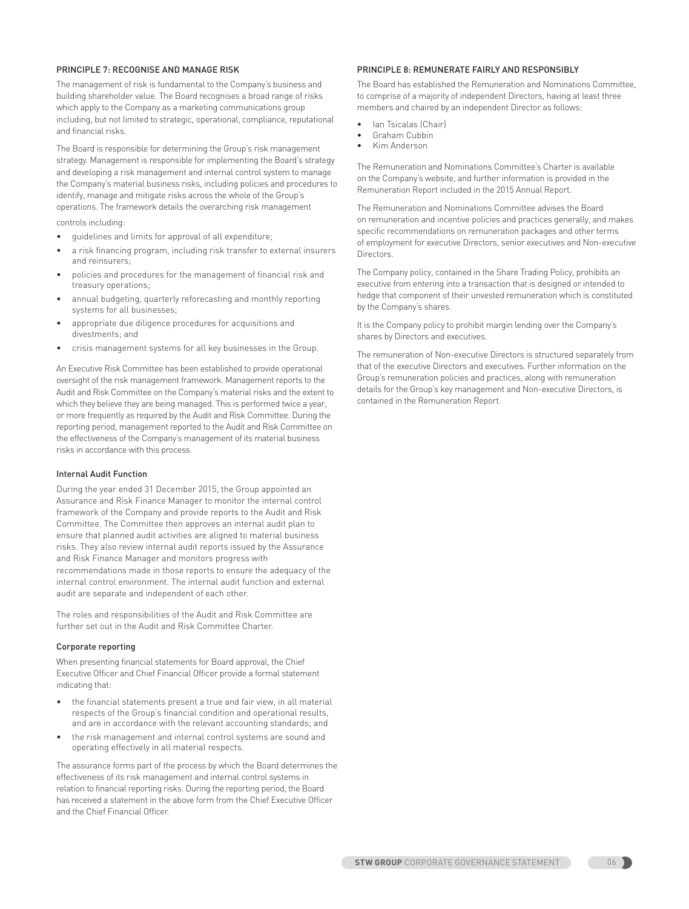## PRINCIPLE 7: RECOGNISE AND MANAGE RISK

The management of risk is fundamental to the Company's business and building shareholder value. The Board recognises a broad range of risks which apply to the Company as a marketing communications group including, but not limited to strategic, operational, compliance, reputational and financial risks.

The Board is responsible for determining the Group's risk management strategy. Management is responsible for implementing the Board's strategy and developing a risk management and internal control system to manage the Company's material business risks, including policies and procedures to identify, manage and mitigate risks across the whole of the Group's operations. The framework details the overarching risk management

controls including:

- guidelines and limits for approval of all expenditure;
- a risk financing program, including risk transfer to external insurers and reinsurers;
- policies and procedures for the management of financial risk and treasury operations;
- annual budgeting, quarterly reforecasting and monthly reporting systems for all businesses;
- appropriate due diligence procedures for acquisitions and divestments; and
- crisis management systems for all key businesses in the Group.

An Executive Risk Committee has been established to provide operational oversight of the risk management framework. Management reports to the Audit and Risk Committee on the Company's material risks and the extent to which they believe they are being managed. This is performed twice a year, or more frequently as required by the Audit and Risk Committee. During the reporting period, management reported to the Audit and Risk Committee on the effectiveness of the Company's management of its material business risks in accordance with this process.

### Internal Audit Function

During the year ended 31 December 2015, the Group appointed an Assurance and Risk Finance Manager to monitor the internal control framework of the Company and provide reports to the Audit and Risk Committee. The Committee then approves an internal audit plan to ensure that planned audit activities are aligned to material business risks. They also review internal audit reports issued by the Assurance and Risk Finance Manager and monitors progress with recommendations made in those reports to ensure the adequacy of the internal control environment. The internal audit function and external audit are separate and independent of each other.

The roles and responsibilities of the Audit and Risk Committee are further set out in the Audit and Risk Committee Charter.

### Corporate reporting

When presenting financial statements for Board approval, the Chief Executive Officer and Chief Financial Officer provide a formal statement indicating that:

- the financial statements present a true and fair view, in all material respects of the Group's financial condition and operational results, and are in accordance with the relevant accounting standards; and
- the risk management and internal control systems are sound and operating effectively in all material respects.

The assurance forms part of the process by which the Board determines the effectiveness of its risk management and internal control systems in relation to financial reporting risks. During the reporting period, the Board has received a statement in the above form from the Chief Executive Officer and the Chief Financial Officer.

## PRINCIPLE 8: REMUNERATE FAIRLY AND RESPONSIBLY

The Board has established the Remuneration and Nominations Committee, to comprise of a majority of independent Directors, having at least three members and chaired by an independent Director as follows:

- Ian Tsicalas (Chair)
- Graham Cubbin
- Kim Anderson

The Remuneration and Nominations Committee's Charter is available on the Company's website, and further information is provided in the Remuneration Report included in the 2015 Annual Report.

The Remuneration and Nominations Committee advises the Board on remuneration and incentive policies and practices generally, and makes specific recommendations on remuneration packages and other terms of employment for executive Directors, senior executives and Non-executive Directors.

The Company policy, contained in the Share Trading Policy, prohibits an executive from entering into a transaction that is designed or intended to hedge that component of their unvested remuneration which is constituted by the Company's shares.

It is the Company policy to prohibit margin lending over the Company's shares by Directors and executives.

The remuneration of Non-executive Directors is structured separately from that of the executive Directors and executives. Further information on the Group's remuneration policies and practices, along with remuneration details for the Group's key management and Non-executive Directors, is contained in the Remuneration Report.